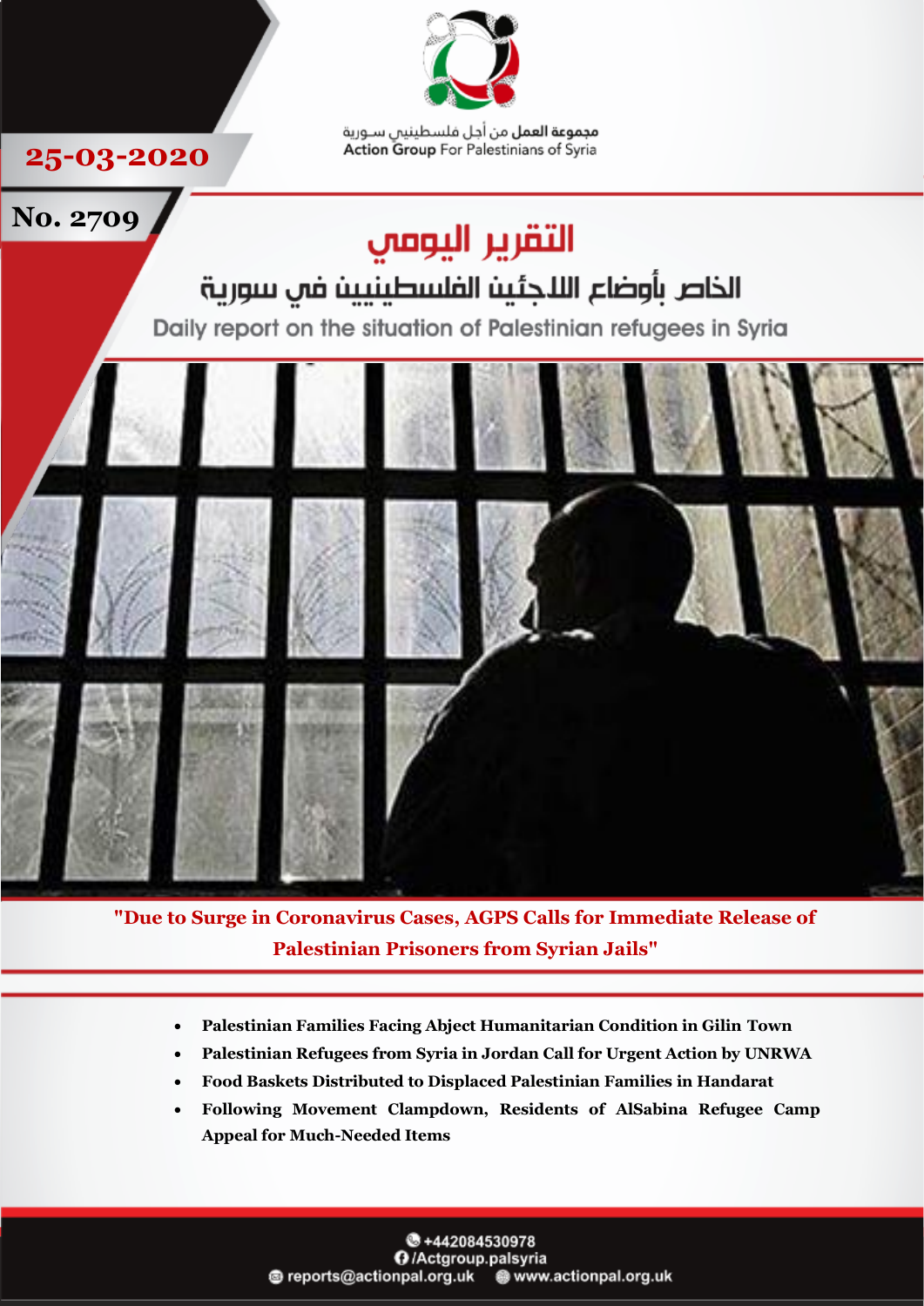25-03-2020

No. 2709

مجموعة العمل من أجل فلسطينيي سورية
Action Group For Palestinians of Syria

# التقرير اليومي

## الخاص بأوضاع اللاجئين الفلسطينيين في سورية

## Daily report on the situation of Palestinian refugees in Syria

**"Due to Surge in Coronavirus Cases, AGPS Calls for Immediate Release of Palestinian Prisoners from Syrian Jails"**

- **Palestinian Families Facing Abject Humanitarian Condition in Gilin Town**
- **Palestinian Refugees from Syria in Jordan Call for Urgent Action by UNRWA**
- **Food Baskets Distributed to Displaced Palestinian Families in Handarat**
- **Following Movement Clampdown, Residents of AlSabina Refugee Camp Appeal for Much-Needed Items**

+442084530978
/Actgroup.palsyria
reports@actionpal.org.uk
www.actionpal.org.uk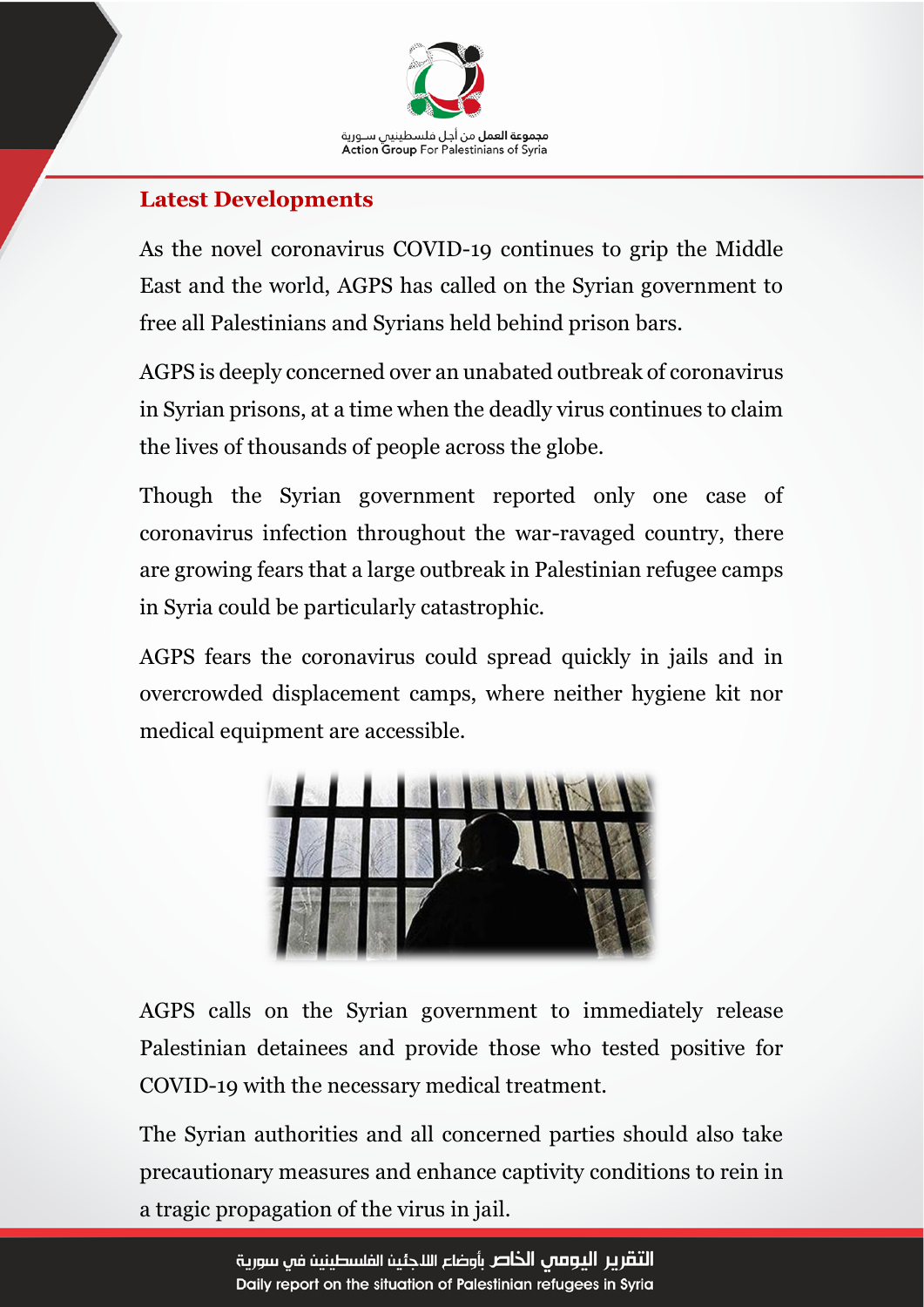## Latest Developments

As the novel coronavirus COVID-19 continues to grip the Middle East and the world, AGPS has called on the Syrian government to free all Palestinians and Syrians held behind prison bars.

AGPS is deeply concerned over an unabated outbreak of coronavirus in Syrian prisons, at a time when the deadly virus continues to claim the lives of thousands of people across the globe.

Though the Syrian government reported only one case of coronavirus infection throughout the war-ravaged country, there are growing fears that a large outbreak in Palestinian refugee camps in Syria could be particularly catastrophic.

AGPS fears the coronavirus could spread quickly in jails and in overcrowded displacement camps, where neither hygiene kit nor medical equipment are accessible.

AGPS calls on the Syrian government to immediately release Palestinian detainees and provide those who tested positive for COVID-19 with the necessary medical treatment.

The Syrian authorities and all concerned parties should also take precautionary measures and enhance captivity conditions to rein in a tragic propagation of the virus in jail.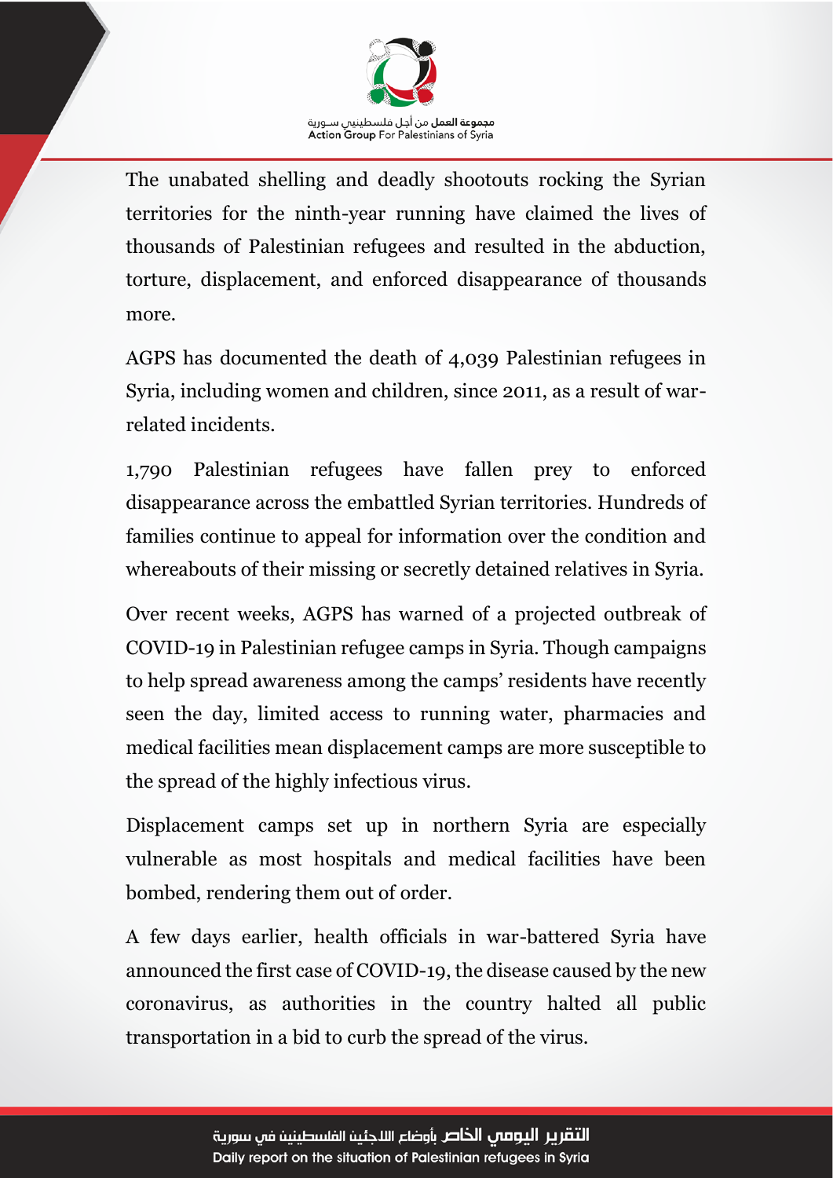The unabated shelling and deadly shootouts rocking the Syrian territories for the ninth-year running have claimed the lives of thousands of Palestinian refugees and resulted in the abduction, torture, displacement, and enforced disappearance of thousands more.

AGPS has documented the death of 4,039 Palestinian refugees in Syria, including women and children, since 2011, as a result of war-related incidents.

1,790 Palestinian refugees have fallen prey to enforced disappearance across the embattled Syrian territories. Hundreds of families continue to appeal for information over the condition and whereabouts of their missing or secretly detained relatives in Syria.

Over recent weeks, AGPS has warned of a projected outbreak of COVID-19 in Palestinian refugee camps in Syria. Though campaigns to help spread awareness among the camps' residents have recently seen the day, limited access to running water, pharmacies and medical facilities mean displacement camps are more susceptible to the spread of the highly infectious virus.

Displacement camps set up in northern Syria are especially vulnerable as most hospitals and medical facilities have been bombed, rendering them out of order.

A few days earlier, health officials in war-battered Syria have announced the first case of COVID-19, the disease caused by the new coronavirus, as authorities in the country halted all public transportation in a bid to curb the spread of the virus.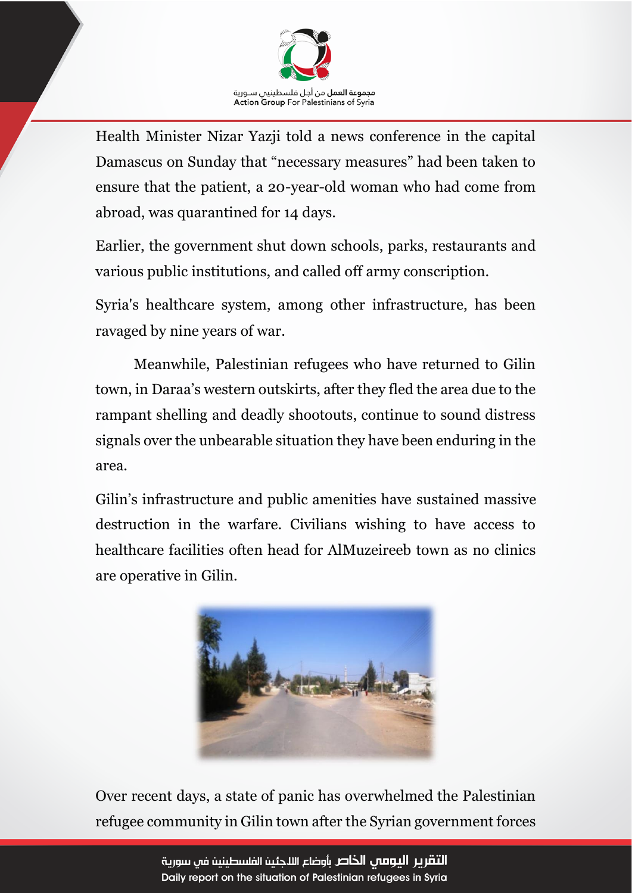Health Minister Nizar Yazji told a news conference in the capital Damascus on Sunday that “necessary measures” had been taken to ensure that the patient, a 20-year-old woman who had come from abroad, was quarantined for 14 days.

Earlier, the government shut down schools, parks, restaurants and various public institutions, and called off army conscription.

Syria's healthcare system, among other infrastructure, has been ravaged by nine years of war.

Meanwhile, Palestinian refugees who have returned to Gilin town, in Daraa’s western outskirts, after they fled the area due to the rampant shelling and deadly shootouts, continue to sound distress signals over the unbearable situation they have been enduring in the area.

Gilin’s infrastructure and public amenities have sustained massive destruction in the warfare. Civilians wishing to have access to healthcare facilities often head for AlMuzeireeb town as no clinics are operative in Gilin.

Over recent days, a state of panic has overwhelmed the Palestinian refugee community in Gilin town after the Syrian government forces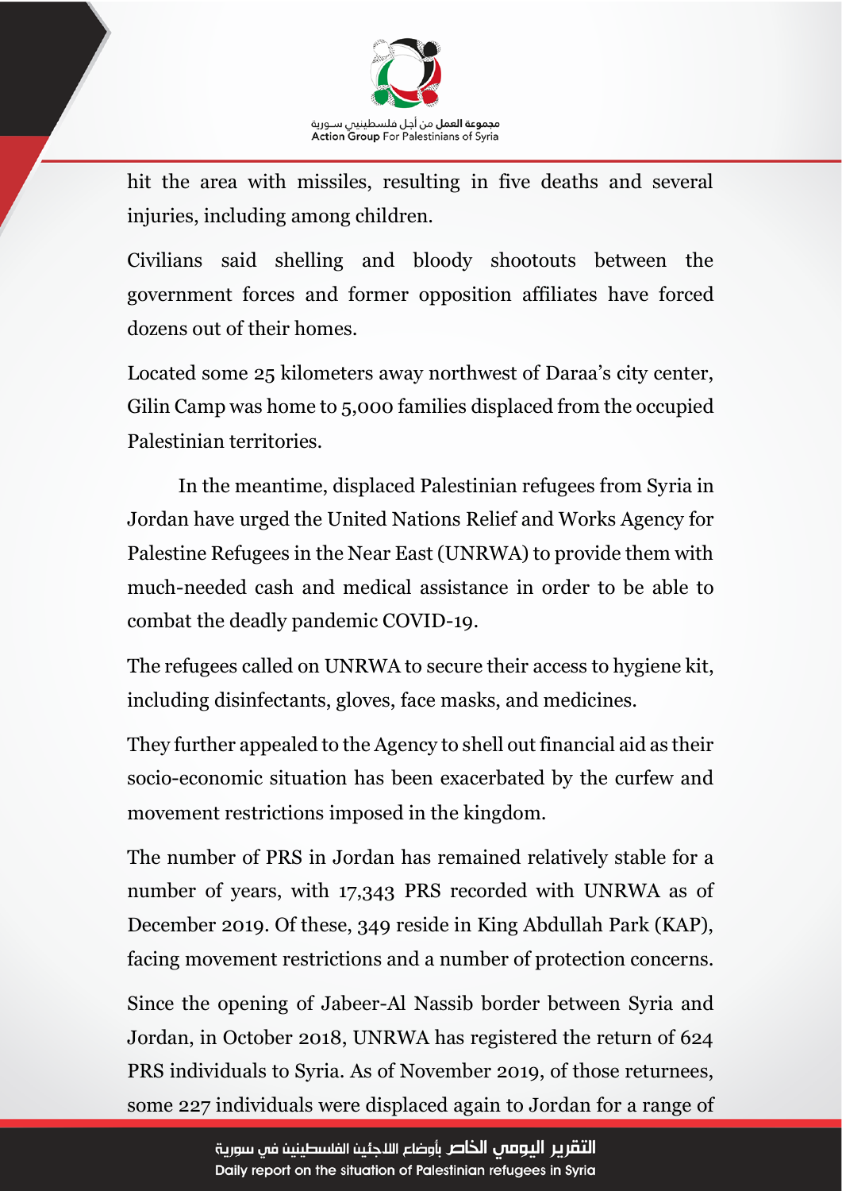hit the area with missiles, resulting in five deaths and several injuries, including among children.

Civilians said shelling and bloody shootouts between the government forces and former opposition affiliates have forced dozens out of their homes.

Located some 25 kilometers away northwest of Daraa's city center, Gilin Camp was home to 5,000 families displaced from the occupied Palestinian territories.

In the meantime, displaced Palestinian refugees from Syria in Jordan have urged the United Nations Relief and Works Agency for Palestine Refugees in the Near East (UNRWA) to provide them with much-needed cash and medical assistance in order to be able to combat the deadly pandemic COVID-19.

The refugees called on UNRWA to secure their access to hygiene kit, including disinfectants, gloves, face masks, and medicines.

They further appealed to the Agency to shell out financial aid as their socio-economic situation has been exacerbated by the curfew and movement restrictions imposed in the kingdom.

The number of PRS in Jordan has remained relatively stable for a number of years, with 17,343 PRS recorded with UNRWA as of December 2019. Of these, 349 reside in King Abdullah Park (KAP), facing movement restrictions and a number of protection concerns.

Since the opening of Jabeer-Al Nassib border between Syria and Jordan, in October 2018, UNRWA has registered the return of 624 PRS individuals to Syria. As of November 2019, of those returnees, some 227 individuals were displaced again to Jordan for a range of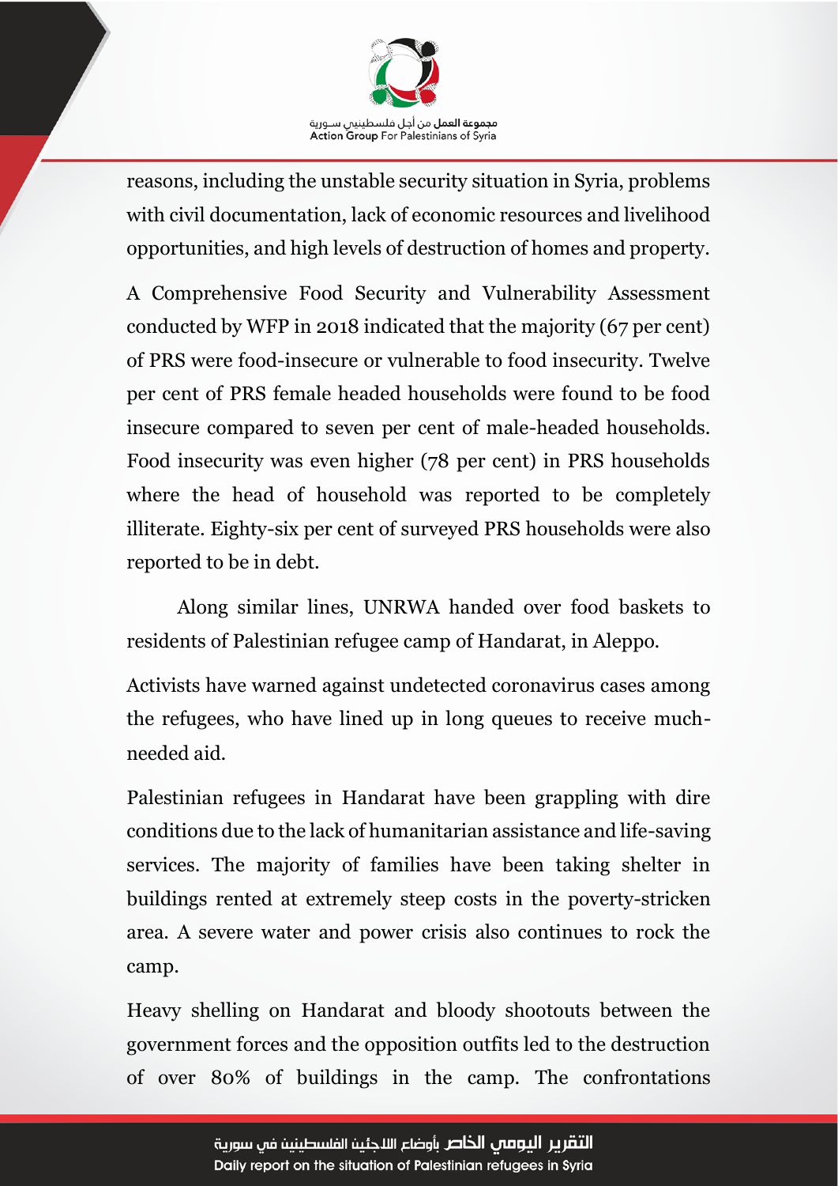reasons, including the unstable security situation in Syria, problems with civil documentation, lack of economic resources and livelihood opportunities, and high levels of destruction of homes and property.

A Comprehensive Food Security and Vulnerability Assessment conducted by WFP in 2018 indicated that the majority (67 per cent) of PRS were food-insecure or vulnerable to food insecurity. Twelve per cent of PRS female headed households were found to be food insecure compared to seven per cent of male-headed households. Food insecurity was even higher (78 per cent) in PRS households where the head of household was reported to be completely illiterate. Eighty-six per cent of surveyed PRS households were also reported to be in debt.

Along similar lines, UNRWA handed over food baskets to residents of Palestinian refugee camp of Handarat, in Aleppo.

Activists have warned against undetected coronavirus cases among the refugees, who have lined up in long queues to receive much-needed aid.

Palestinian refugees in Handarat have been grappling with dire conditions due to the lack of humanitarian assistance and life-saving services. The majority of families have been taking shelter in buildings rented at extremely steep costs in the poverty-stricken area. A severe water and power crisis also continues to rock the camp.

Heavy shelling on Handarat and bloody shootouts between the government forces and the opposition outfits led to the destruction of over 80% of buildings in the camp. The confrontations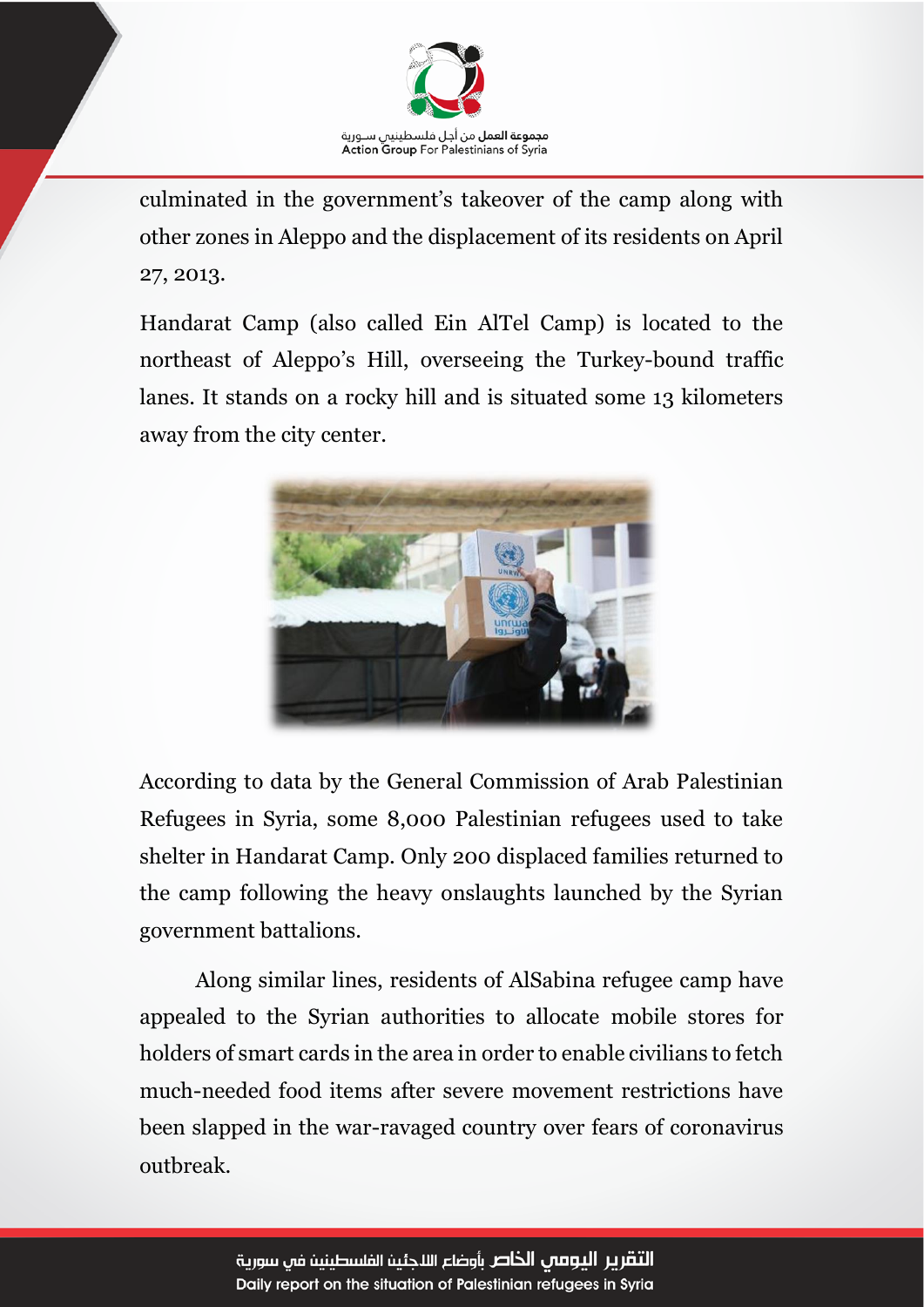culminated in the government's takeover of the camp along with other zones in Aleppo and the displacement of its residents on April 27, 2013.

Handarat Camp (also called Ein AlTel Camp) is located to the northeast of Aleppo's Hill, overseeing the Turkey-bound traffic lanes. It stands on a rocky hill and is situated some 13 kilometers away from the city center.

According to data by the General Commission of Arab Palestinian Refugees in Syria, some 8,000 Palestinian refugees used to take shelter in Handarat Camp. Only 200 displaced families returned to the camp following the heavy onslaughts launched by the Syrian government battalions.

Along similar lines, residents of AlSabina refugee camp have appealed to the Syrian authorities to allocate mobile stores for holders of smart cards in the area in order to enable civilians to fetch much-needed food items after severe movement restrictions have been slapped in the war-ravaged country over fears of coronavirus outbreak.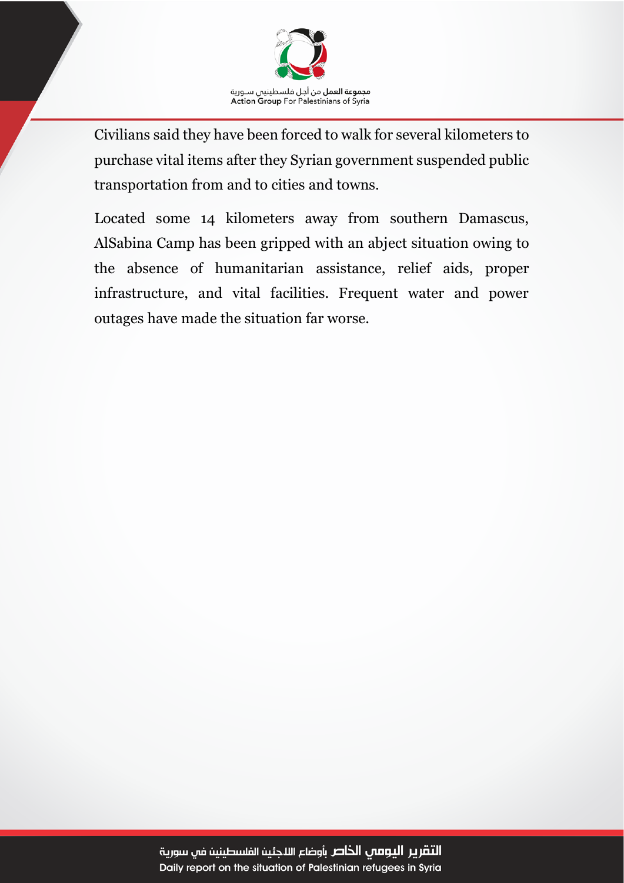Civilians said they have been forced to walk for several kilometers to purchase vital items after they Syrian government suspended public transportation from and to cities and towns.

Located some 14 kilometers away from southern Damascus, AlSabina Camp has been gripped with an abject situation owing to the absence of humanitarian assistance, relief aids, proper infrastructure, and vital facilities. Frequent water and power outages have made the situation far worse.